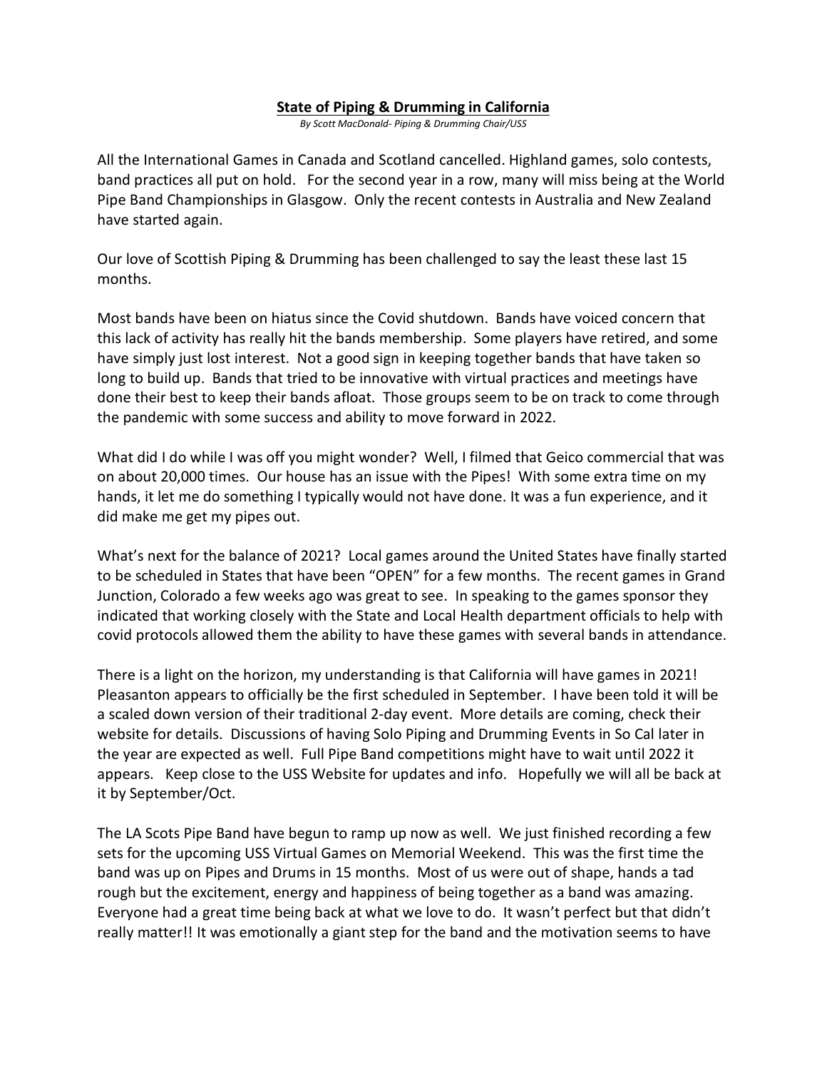**State of Piping & Drumming in California**

*By Scott MacDonald- Piping & Drumming Chair/USS*

All the International Games in Canada and Scotland cancelled. Highland games, solo contests, band practices all put on hold. For the second year in a row, many will miss being at the World Pipe Band Championships in Glasgow. Only the recent contests in Australia and New Zealand have started again.

Our love of Scottish Piping & Drumming has been challenged to say the least these last 15 months.

Most bands have been on hiatus since the Covid shutdown. Bands have voiced concern that this lack of activity has really hit the bands membership. Some players have retired, and some have simply just lost interest. Not a good sign in keeping together bands that have taken so long to build up. Bands that tried to be innovative with virtual practices and meetings have done their best to keep their bands afloat. Those groups seem to be on track to come through the pandemic with some success and ability to move forward in 2022.

What did I do while I was off you might wonder? Well, I filmed that Geico commercial that was on about 20,000 times. Our house has an issue with the Pipes! With some extra time on my hands, it let me do something I typically would not have done. It was a fun experience, and it did make me get my pipes out.

What's next for the balance of 2021? Local games around the United States have finally started to be scheduled in States that have been "OPEN" for a few months. The recent games in Grand Junction, Colorado a few weeks ago was great to see. In speaking to the games sponsor they indicated that working closely with the State and Local Health department officials to help with covid protocols allowed them the ability to have these games with several bands in attendance.

There is a light on the horizon, my understanding is that California will have games in 2021! Pleasanton appears to officially be the first scheduled in September. I have been told it will be a scaled down version of their traditional 2-day event. More details are coming, check their website for details. Discussions of having Solo Piping and Drumming Events in So Cal later in the year are expected as well. Full Pipe Band competitions might have to wait until 2022 it appears. Keep close to the USS Website for updates and info. Hopefully we will all be back at it by September/Oct.

The LA Scots Pipe Band have begun to ramp up now as well. We just finished recording a few sets for the upcoming USS Virtual Games on Memorial Weekend. This was the first time the band was up on Pipes and Drums in 15 months. Most of us were out of shape, hands a tad rough but the excitement, energy and happiness of being together as a band was amazing. Everyone had a great time being back at what we love to do. It wasn't perfect but that didn't really matter!! It was emotionally a giant step for the band and the motivation seems to have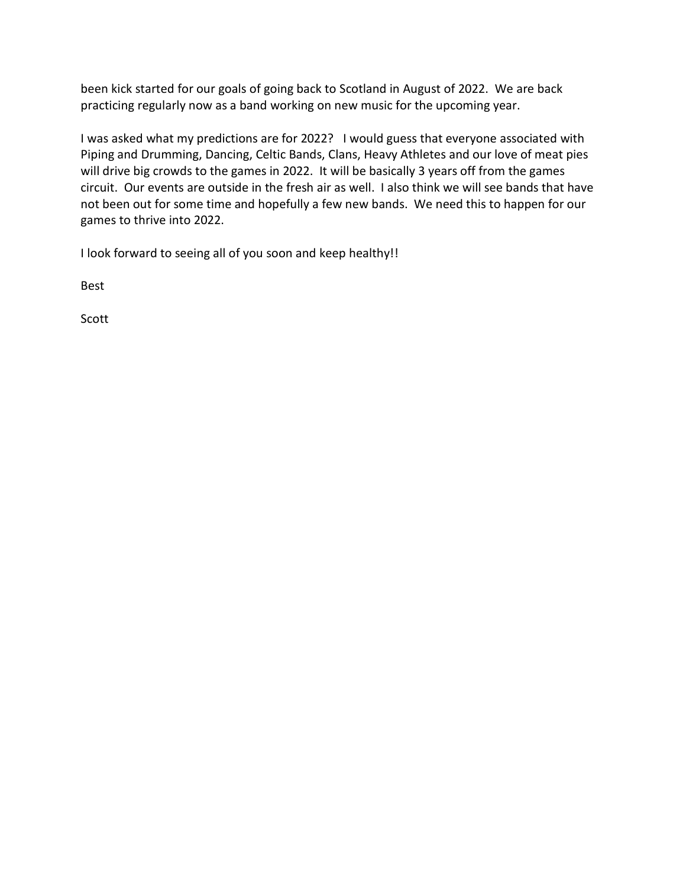been kick started for our goals of going back to Scotland in August of 2022. We are back practicing regularly now as a band working on new music for the upcoming year.

I was asked what my predictions are for 2022? I would guess that everyone associated with Piping and Drumming, Dancing, Celtic Bands, Clans, Heavy Athletes and our love of meat pies will drive big crowds to the games in 2022. It will be basically 3 years off from the games circuit. Our events are outside in the fresh air as well. I also think we will see bands that have not been out for some time and hopefully a few new bands. We need this to happen for our games to thrive into 2022.

I look forward to seeing all of you soon and keep healthy!!

Best

Scott